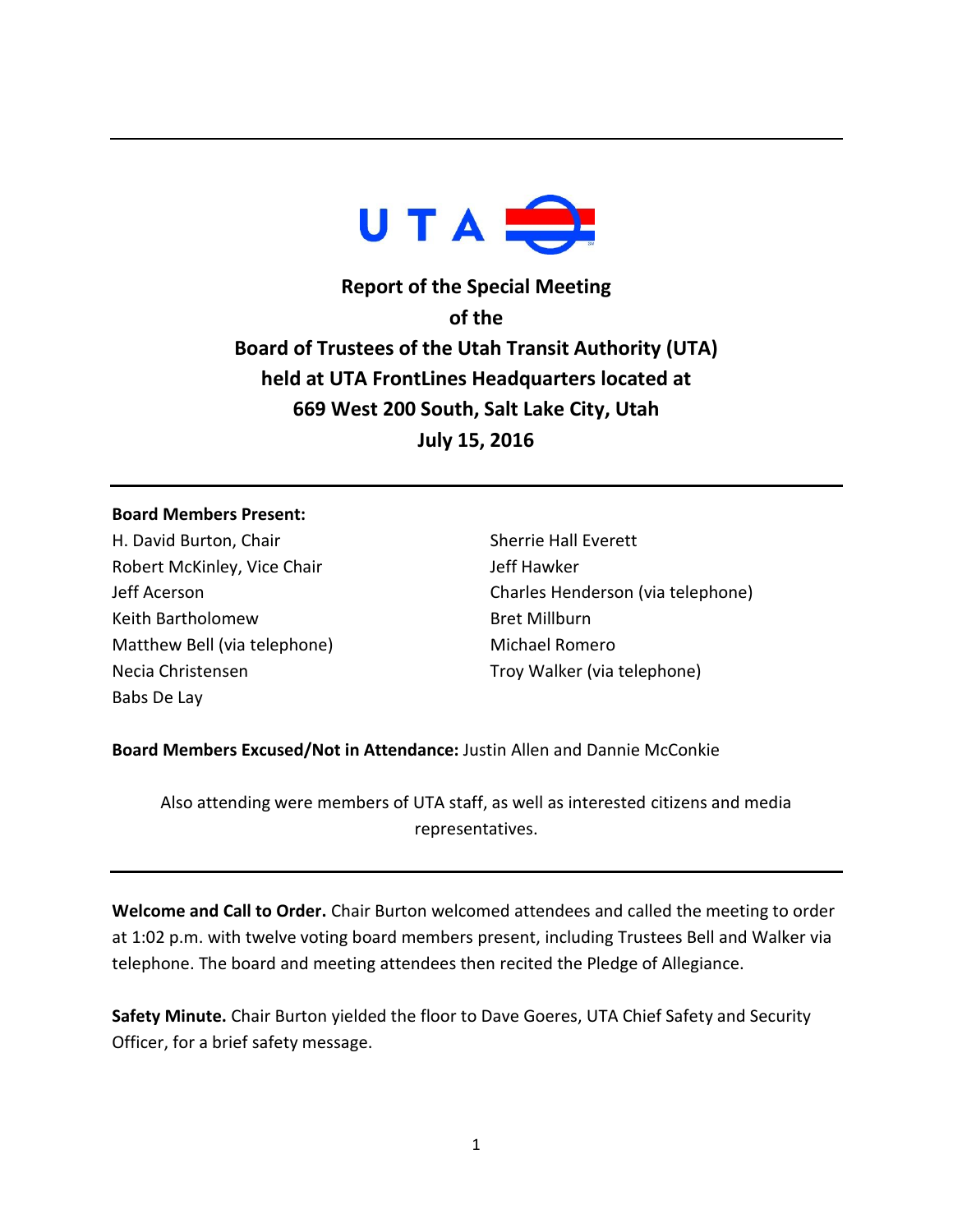# Report of the Special Meeting of the Board of Trustees of the Utah Transit Authority (UTA) held at UTA FrontLines Headquarters located at 669 West 200 South, Salt Lake City, Utah July 15, 2016

**Board Members Present:**

H. David Burton, Chair
Robert McKinley, Vice Chair
Jeff Acerson
Keith Bartholomew
Matthew Bell (via telephone)
Necia Christensen
Babs De Lay
Sherrie Hall Everett
Jeff Hawker
Charles Henderson (via telephone)
Bret Millburn
Michael Romero
Troy Walker (via telephone)

**Board Members Excused/Not in Attendance:** Justin Allen and Dannie McConkie

Also attending were members of UTA staff, as well as interested citizens and media representatives.

---

**Welcome and Call to Order.** Chair Burton welcomed attendees and called the meeting to order at 1:02 p.m. with twelve voting board members present, including Trustees Bell and Walker via telephone. The board and meeting attendees then recited the Pledge of Allegiance.

**Safety Minute.** Chair Burton yielded the floor to Dave Goeres, UTA Chief Safety and Security Officer, for a brief safety message.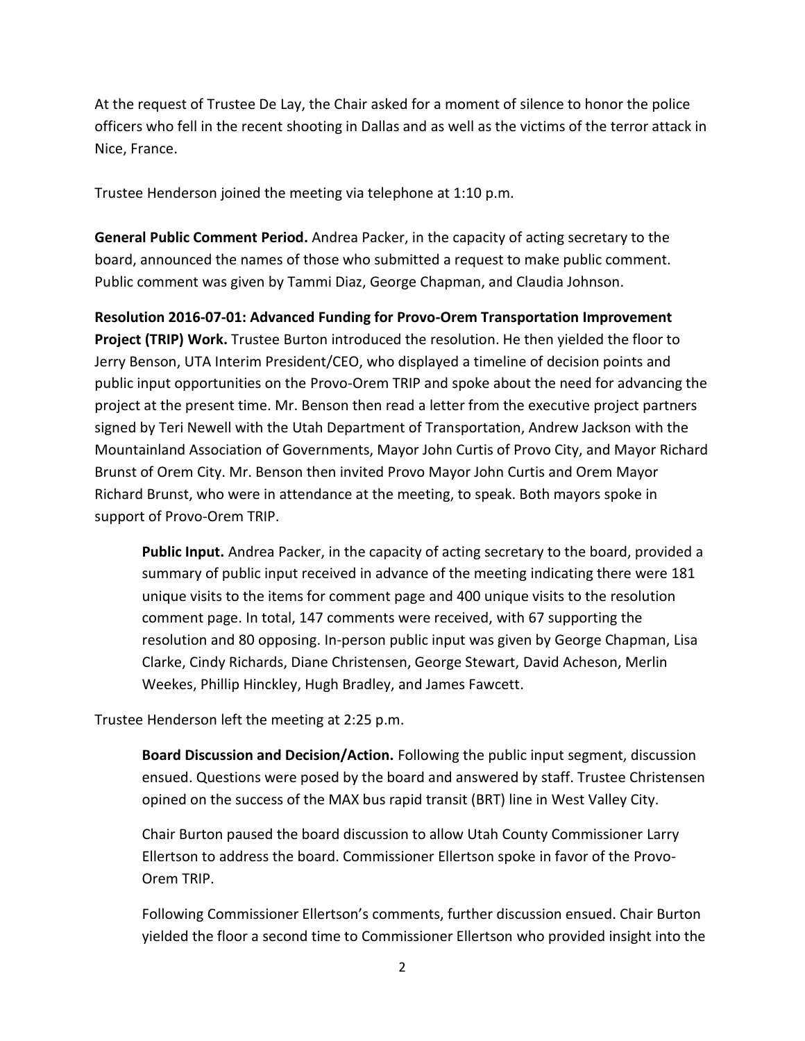At the request of Trustee De Lay, the Chair asked for a moment of silence to honor the police officers who fell in the recent shooting in Dallas and as well as the victims of the terror attack in Nice, France.

Trustee Henderson joined the meeting via telephone at 1:10 p.m.

**General Public Comment Period.** Andrea Packer, in the capacity of acting secretary to the board, announced the names of those who submitted a request to make public comment. Public comment was given by Tammi Diaz, George Chapman, and Claudia Johnson.

**Resolution 2016-07-01: Advanced Funding for Provo-Orem Transportation Improvement Project (TRIP) Work.** Trustee Burton introduced the resolution. He then yielded the floor to Jerry Benson, UTA Interim President/CEO, who displayed a timeline of decision points and public input opportunities on the Provo-Orem TRIP and spoke about the need for advancing the project at the present time. Mr. Benson then read a letter from the executive project partners signed by Teri Newell with the Utah Department of Transportation, Andrew Jackson with the Mountainland Association of Governments, Mayor John Curtis of Provo City, and Mayor Richard Brunst of Orem City. Mr. Benson then invited Provo Mayor John Curtis and Orem Mayor Richard Brunst, who were in attendance at the meeting, to speak. Both mayors spoke in support of Provo-Orem TRIP.

> **Public Input.** Andrea Packer, in the capacity of acting secretary to the board, provided a summary of public input received in advance of the meeting indicating there were 181 unique visits to the items for comment page and 400 unique visits to the resolution comment page. In total, 147 comments were received, with 67 supporting the resolution and 80 opposing. In-person public input was given by George Chapman, Lisa Clarke, Cindy Richards, Diane Christensen, George Stewart, David Acheson, Merlin Weekes, Phillip Hinckley, Hugh Bradley, and James Fawcett.

Trustee Henderson left the meeting at 2:25 p.m.

> **Board Discussion and Decision/Action.** Following the public input segment, discussion ensued. Questions were posed by the board and answered by staff. Trustee Christensen opined on the success of the MAX bus rapid transit (BRT) line in West Valley City.
>
> Chair Burton paused the board discussion to allow Utah County Commissioner Larry Ellertson to address the board. Commissioner Ellertson spoke in favor of the Provo-Orem TRIP.
>
> Following Commissioner Ellertson's comments, further discussion ensued. Chair Burton yielded the floor a second time to Commissioner Ellertson who provided insight into the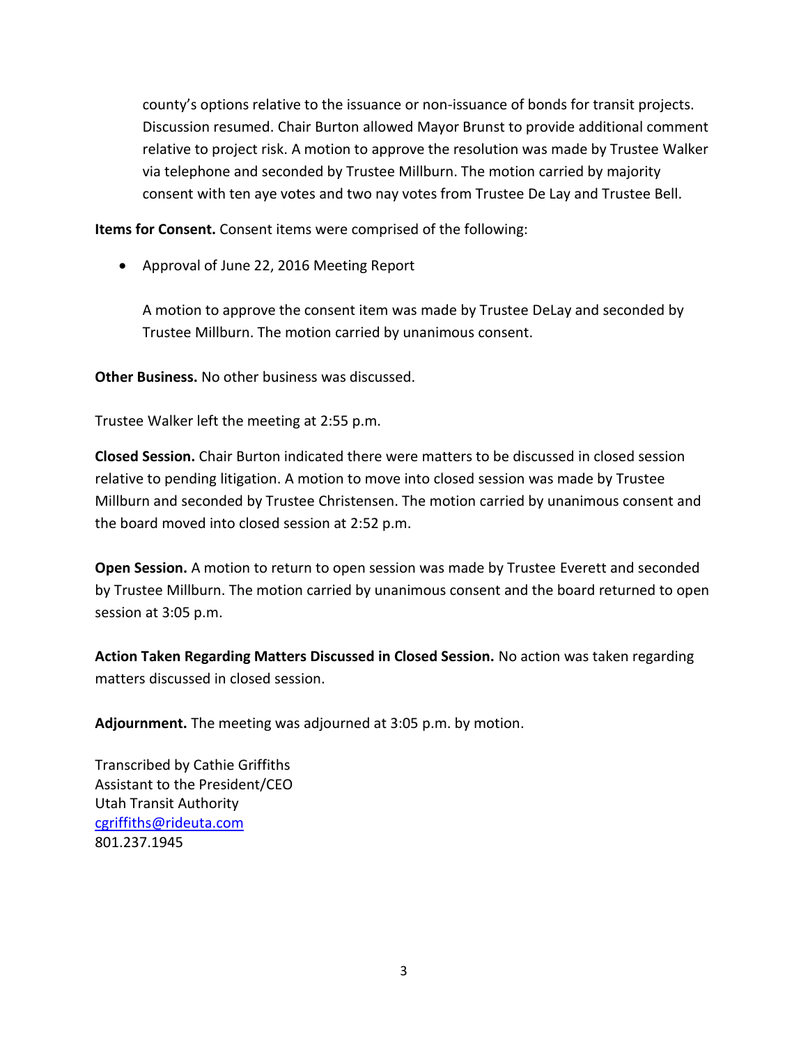county's options relative to the issuance or non-issuance of bonds for transit projects. Discussion resumed. Chair Burton allowed Mayor Brunst to provide additional comment relative to project risk. A motion to approve the resolution was made by Trustee Walker via telephone and seconded by Trustee Millburn. The motion carried by majority consent with ten aye votes and two nay votes from Trustee De Lay and Trustee Bell.

**Items for Consent.** Consent items were comprised of the following:

- Approval of June 22, 2016 Meeting Report

  A motion to approve the consent item was made by Trustee DeLay and seconded by Trustee Millburn. The motion carried by unanimous consent.

**Other Business.** No other business was discussed.

Trustee Walker left the meeting at 2:55 p.m.

**Closed Session.** Chair Burton indicated there were matters to be discussed in closed session relative to pending litigation. A motion to move into closed session was made by Trustee Millburn and seconded by Trustee Christensen. The motion carried by unanimous consent and the board moved into closed session at 2:52 p.m.

**Open Session.** A motion to return to open session was made by Trustee Everett and seconded by Trustee Millburn. The motion carried by unanimous consent and the board returned to open session at 3:05 p.m.

**Action Taken Regarding Matters Discussed in Closed Session.** No action was taken regarding matters discussed in closed session.

**Adjournment.** The meeting was adjourned at 3:05 p.m. by motion.

Transcribed by Cathie Griffiths
Assistant to the President/CEO
Utah Transit Authority
cgriffiths@rideuta.com
801.237.1945